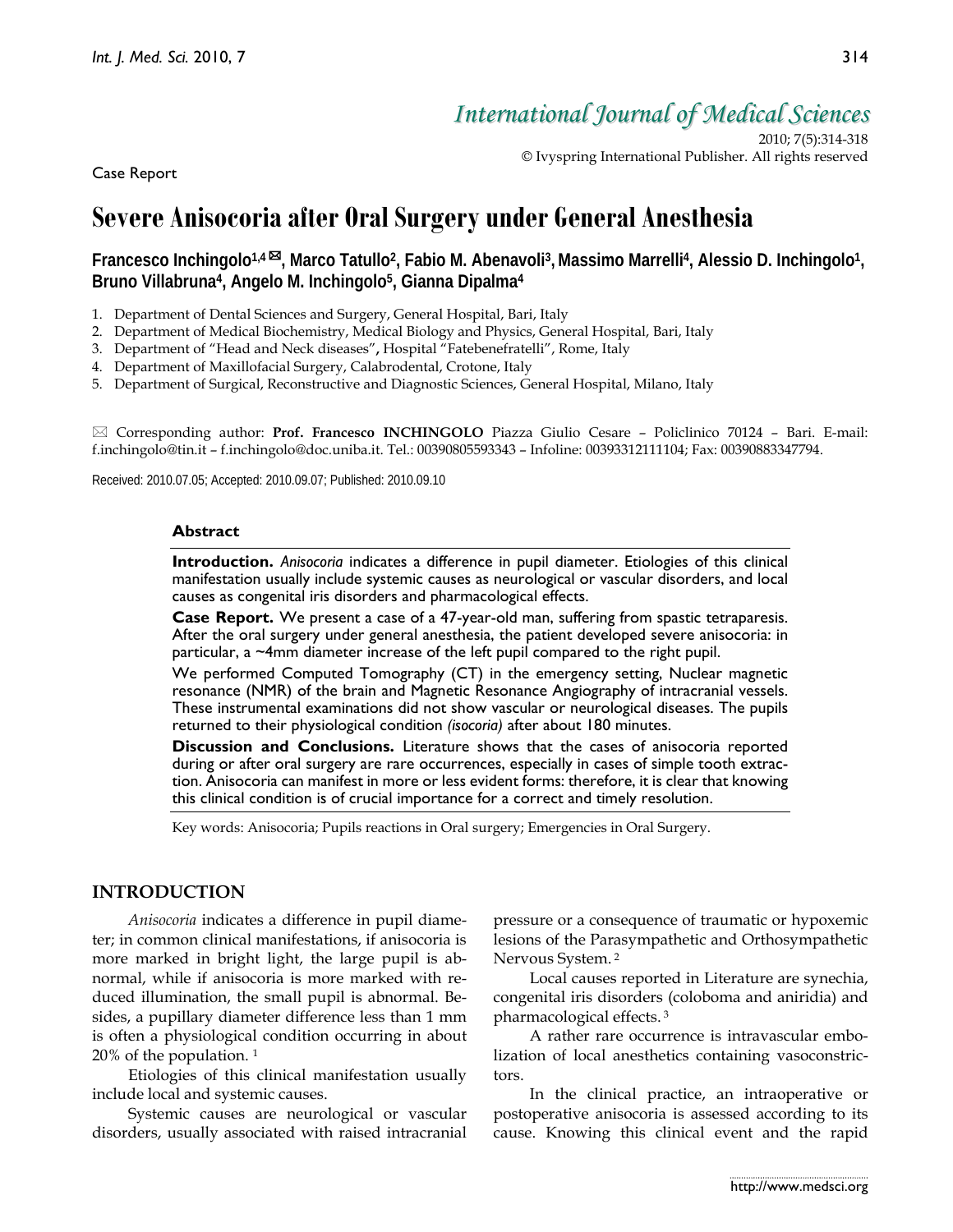Case Report

# Severe Anisocoria after Oral Surgery under General Anesthesia

**Francesco Inchingolo[1,4]✉, Marco Tatullo[2], Fabio M. Abenavoli[3], Massimo Marrelli[4], Alessio D. Inchingolo[1], Bruno Villabruna[4], Angelo M. Inchingolo[5], Gianna Dipalma[4]**

1. Department of Dental Sciences and Surgery, General Hospital, Bari, Italy
2. Department of Medical Biochemistry, Medical Biology and Physics, General Hospital, Bari, Italy
3. Department of "Head and Neck diseases", Hospital "Fatebenefratelli", Rome, Italy
4. Department of Maxillofacial Surgery, Calabrodental, Crotone, Italy
5. Department of Surgical, Reconstructive and Diagnostic Sciences, General Hospital, Milano, Italy

✉ Corresponding author: **Prof. Francesco INCHINGOLO** Piazza Giulio Cesare – Policlinico 70124 – Bari. E-mail: f.inchingolo@tin.it – f.inchingolo@doc.uniba.it. Tel.: 00390805593343 – Infoline: 00393312111104; Fax: 00390883347794.

Received: 2010.07.05; Accepted: 2010.09.07; Published: 2010.09.10

## Abstract

**Introduction.** *Anisocoria* indicates a difference in pupil diameter. Etiologies of this clinical manifestation usually include systemic causes as neurological or vascular disorders, and local causes as congenital iris disorders and pharmacological effects.

**Case Report.** We present a case of a 47-year-old man, suffering from spastic tetraparesis. After the oral surgery under general anesthesia, the patient developed severe anisocoria: in particular, a ~4mm diameter increase of the left pupil compared to the right pupil.

We performed Computed Tomography (CT) in the emergency setting, Nuclear magnetic resonance (NMR) of the brain and Magnetic Resonance Angiography of intracranial vessels. These instrumental examinations did not show vascular or neurological diseases. The pupils returned to their physiological condition *(isocoria)* after about 180 minutes.

**Discussion and Conclusions.** Literature shows that the cases of anisocoria reported during or after oral surgery are rare occurrences, especially in cases of simple tooth extraction. Anisocoria can manifest in more or less evident forms: therefore, it is clear that knowing this clinical condition is of crucial importance for a correct and timely resolution.

Key words: Anisocoria; Pupils reactions in Oral surgery; Emergencies in Oral Surgery.

## INTRODUCTION

*Anisocoria* indicates a difference in pupil diameter; in common clinical manifestations, if anisocoria is more marked in bright light, the large pupil is abnormal, while if anisocoria is more marked with reduced illumination, the small pupil is abnormal. Besides, a pupillary diameter difference less than 1 mm is often a physiological condition occurring in about 20% of the population. [1]

Etiologies of this clinical manifestation usually include local and systemic causes.

Systemic causes are neurological or vascular disorders, usually associated with raised intracranial pressure or a consequence of traumatic or hypoxemic lesions of the Parasympathetic and Orthosympathetic Nervous System. [2]

Local causes reported in Literature are synechia, congenital iris disorders (coloboma and aniridia) and pharmacological effects. [3]

A rather rare occurrence is intravascular embolization of local anesthetics containing vasoconstrictors.

In the clinical practice, an intraoperative or postoperative anisocoria is assessed according to its cause. Knowing this clinical event and the rapid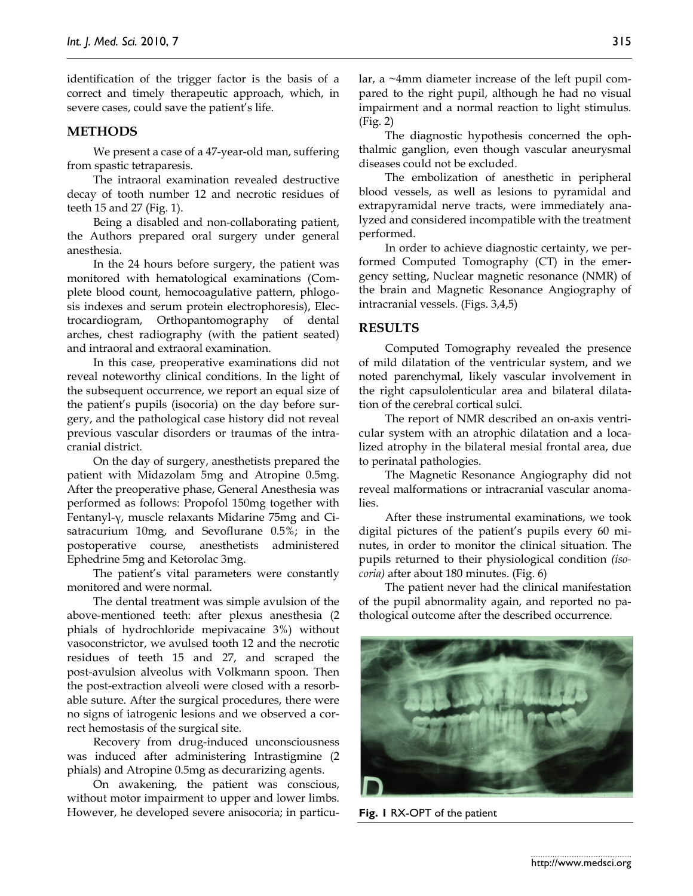identification of the trigger factor is the basis of a correct and timely therapeutic approach, which, in severe cases, could save the patient's life.

## METHODS

We present a case of a 47-year-old man, suffering from spastic tetraparesis.

The intraoral examination revealed destructive decay of tooth number 12 and necrotic residues of teeth 15 and 27 (Fig. 1).

Being a disabled and non-collaborating patient, the Authors prepared oral surgery under general anesthesia.

In the 24 hours before surgery, the patient was monitored with hematological examinations (Complete blood count, hemocoagulative pattern, phlogosis indexes and serum protein electrophoresis), Electrocardiogram, Orthopantomography of dental arches, chest radiography (with the patient seated) and intraoral and extraoral examination.

In this case, preoperative examinations did not reveal noteworthy clinical conditions. In the light of the subsequent occurrence, we report an equal size of the patient's pupils (isocoria) on the day before surgery, and the pathological case history did not reveal previous vascular disorders or traumas of the intracranial district.

On the day of surgery, anesthetists prepared the patient with Midazolam 5mg and Atropine 0.5mg. After the preoperative phase, General Anesthesia was performed as follows: Propofol 150mg together with Fentanyl-γ, muscle relaxants Midarine 75mg and Cisatracurium 10mg, and Sevoflurane 0.5%; in the postoperative course, anesthetists administered Ephedrine 5mg and Ketorolac 3mg.

The patient's vital parameters were constantly monitored and were normal.

The dental treatment was simple avulsion of the above-mentioned teeth: after plexus anesthesia (2 phials of hydrochloride mepivacaine 3%) without vasoconstrictor, we avulsed tooth 12 and the necrotic residues of teeth 15 and 27, and scraped the post-avulsion alveolus with Volkmann spoon. Then the post-extraction alveoli were closed with a resorbable suture. After the surgical procedures, there were no signs of iatrogenic lesions and we observed a correct hemostasis of the surgical site.

Recovery from drug-induced unconsciousness was induced after administering Intrastigmine (2 phials) and Atropine 0.5mg as decurarizing agents.

On awakening, the patient was conscious, without motor impairment to upper and lower limbs. However, he developed severe anisocoria; in particular, a ~4mm diameter increase of the left pupil compared to the right pupil, although he had no visual impairment and a normal reaction to light stimulus. (Fig. 2)

The diagnostic hypothesis concerned the ophthalmic ganglion, even though vascular aneurysmal diseases could not be excluded.

The embolization of anesthetic in peripheral blood vessels, as well as lesions to pyramidal and extrapyramidal nerve tracts, were immediately analyzed and considered incompatible with the treatment performed.

In order to achieve diagnostic certainty, we performed Computed Tomography (CT) in the emergency setting, Nuclear magnetic resonance (NMR) of the brain and Magnetic Resonance Angiography of intracranial vessels. (Figs. 3,4,5)

## RESULTS

Computed Tomography revealed the presence of mild dilatation of the ventricular system, and we noted parenchymal, likely vascular involvement in the right capsulolenticular area and bilateral dilatation of the cerebral cortical sulci.

The report of NMR described an on-axis ventricular system with an atrophic dilatation and a localized atrophy in the bilateral mesial frontal area, due to perinatal pathologies.

The Magnetic Resonance Angiography did not reveal malformations or intracranial vascular anomalies.

After these instrumental examinations, we took digital pictures of the patient's pupils every 60 minutes, in order to monitor the clinical situation. The pupils returned to their physiological condition *(isocoria)* after about 180 minutes. (Fig. 6)

The patient never had the clinical manifestation of the pupil abnormality again, and reported no pathological outcome after the described occurrence.

**Fig. 1** RX-OPT of the patient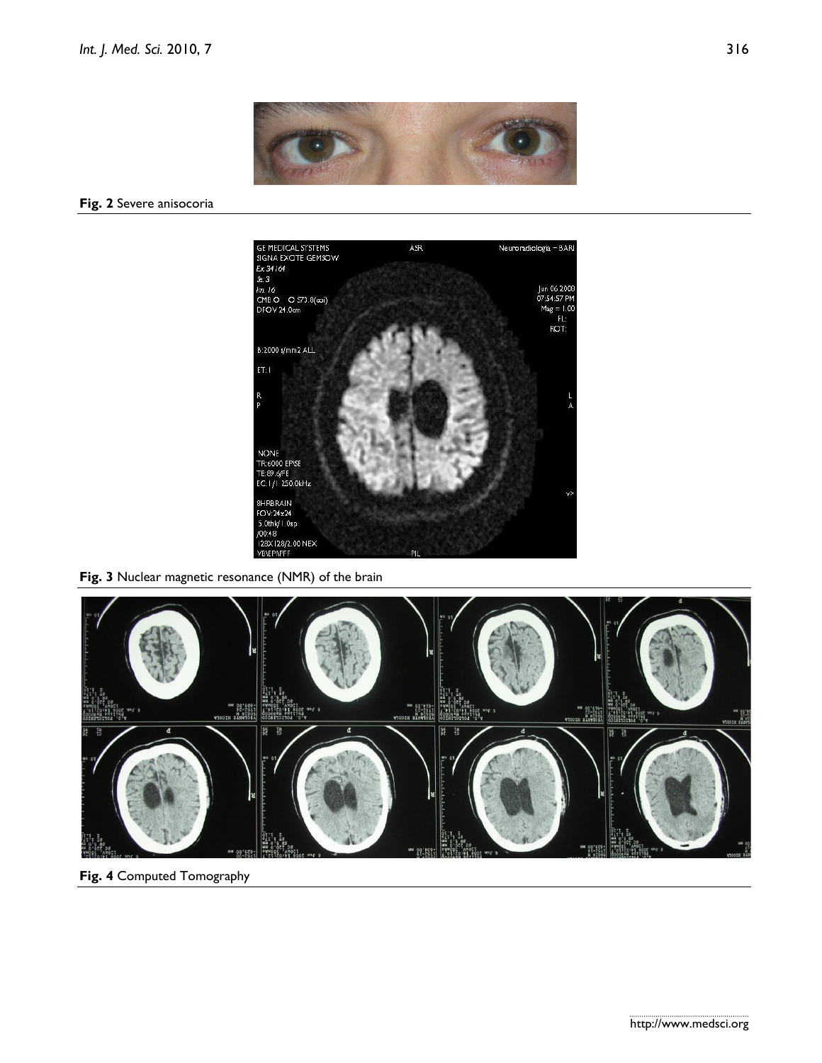**Fig. 2** Severe anisocoria

**Fig. 3** Nuclear magnetic resonance (NMR) of the brain

**Fig. 4** Computed Tomography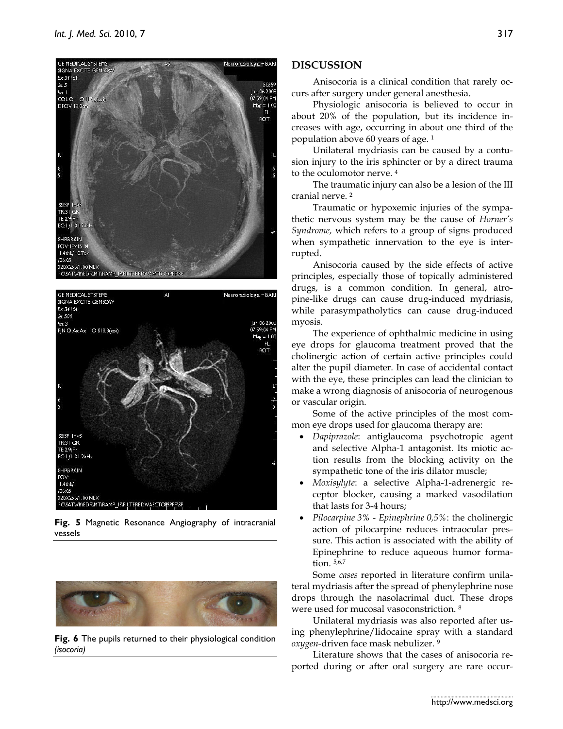Fig. 5 Magnetic Resonance Angiography of intracranial vessels

Fig. 6 The pupils returned to their physiological condition *(isocoria)*

## DISCUSSION

Anisocoria is a clinical condition that rarely occurs after surgery under general anesthesia.

Physiologic anisocoria is believed to occur in about 20% of the population, but its incidence increases with age, occurring in about one third of the population above 60 years of age. [1]

Unilateral mydriasis can be caused by a contusion injury to the iris sphincter or by a direct trauma to the oculomotor nerve. [4]

The traumatic injury can also be a lesion of the III cranial nerve. [2]

Traumatic or hypoxemic injuries of the sympathetic nervous system may be the cause of *Horner's Syndrome,* which refers to a group of signs produced when sympathetic innervation to the eye is interrupted.

Anisocoria caused by the side effects of active principles, especially those of topically administered drugs, is a common condition. In general, atropine-like drugs can cause drug-induced mydriasis, while parasympatholytics can cause drug-induced myosis.

The experience of ophthalmic medicine in using eye drops for glaucoma treatment proved that the cholinergic action of certain active principles could alter the pupil diameter. In case of accidental contact with the eye, these principles can lead the clinician to make a wrong diagnosis of anisocoria of neurogenous or vascular origin.

Some of the active principles of the most common eye drops used for glaucoma therapy are:

- *Dapiprazole*: antiglaucoma psychotropic agent and selective Alpha-1 antagonist. Its miotic action results from the blocking activity on the sympathetic tone of the iris dilator muscle;
- *Moxisylyte*: a selective Alpha-1-adrenergic receptor blocker, causing a marked vasodilation that lasts for 3-4 hours;
- *Pilocarpine 3% - Epinephrine 0,5%*: the cholinergic action of pilocarpine reduces intraocular pressure. This action is associated with the ability of Epinephrine to reduce aqueous humor formation. [5,6,7]

Some *cases* reported in literature confirm unilateral mydriasis after the spread of phenylephrine nose drops through the nasolacrimal duct. These drops were used for mucosal vasoconstriction. [8]

Unilateral mydriasis was also reported after using phenylephrine/lidocaine spray with a standard *oxygen*-driven face mask nebulizer. [9]

Literature shows that the cases of anisocoria reported during or after oral surgery are rare occur-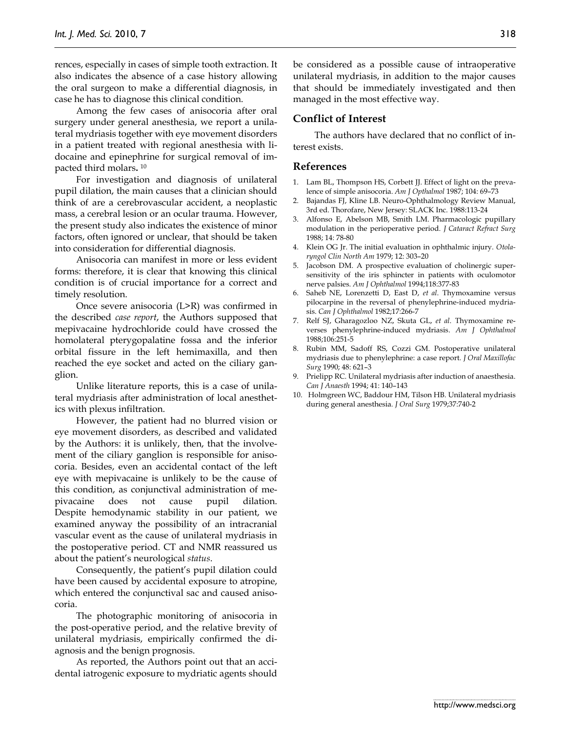rences, especially in cases of simple tooth extraction. It also indicates the absence of a case history allowing the oral surgeon to make a differential diagnosis, in case he has to diagnose this clinical condition.

Among the few cases of anisocoria after oral surgery under general anesthesia, we report a unilateral mydriasis together with eye movement disorders in a patient treated with regional anesthesia with lidocaine and epinephrine for surgical removal of impacted third molars.[10]

For investigation and diagnosis of unilateral pupil dilation, the main causes that a clinician should think of are a cerebrovascular accident, a neoplastic mass, a cerebral lesion or an ocular trauma. However, the present study also indicates the existence of minor factors, often ignored or unclear, that should be taken into consideration for differential diagnosis.

Anisocoria can manifest in more or less evident forms: therefore, it is clear that knowing this clinical condition is of crucial importance for a correct and timely resolution.

Once severe anisocoria (L>R) was confirmed in the described *case report*, the Authors supposed that mepivacaine hydrochloride could have crossed the homolateral pterygopalatine fossa and the inferior orbital fissure in the left hemimaxilla, and then reached the eye socket and acted on the ciliary ganglion.

Unlike literature reports, this is a case of unilateral mydriasis after administration of local anesthetics with plexus infiltration.

However, the patient had no blurred vision or eye movement disorders, as described and validated by the Authors: it is unlikely, then, that the involvement of the ciliary ganglion is responsible for anisocoria. Besides, even an accidental contact of the left eye with mepivacaine is unlikely to be the cause of this condition, as conjunctival administration of mepivacaine does not cause pupil dilation. Despite hemodynamic stability in our patient, we examined anyway the possibility of an intracranial vascular event as the cause of unilateral mydriasis in the postoperative period. CT and NMR reassured us about the patient's neurological *status*.

Consequently, the patient's pupil dilation could have been caused by accidental exposure to atropine, which entered the conjunctival sac and caused anisocoria.

The photographic monitoring of anisocoria in the post-operative period, and the relative brevity of unilateral mydriasis, empirically confirmed the diagnosis and the benign prognosis.

As reported, the Authors point out that an accidental iatrogenic exposure to mydriatic agents should be considered as a possible cause of intraoperative unilateral mydriasis, in addition to the major causes that should be immediately investigated and then managed in the most effective way.

## Conflict of Interest

The authors have declared that no conflict of interest exists.

## References

1. Lam BL, Thompson HS, Corbett JJ. Effect of light on the prevalence of simple anisocoria. *Am J Opthalmol* 1987; 104: 69–73
2. Bajandas FJ, Kline LB. Neuro-Ophthalmology Review Manual, 3rd ed. Thorofare, New Jersey: SLACK Inc. 1988:113-24
3. Alfonso E, Abelson MB, Smith LM. Pharmacologic pupillary modulation in the perioperative period. *J Cataract Refract Surg* 1988; 14: 78-80
4. Klein OG Jr. The initial evaluation in ophthalmic injury. *Otolaryngol Clin North Am* 1979; 12: 303–20
5. Jacobson DM. A prospective evaluation of cholinergic supersensitivity of the iris sphincter in patients with oculomotor nerve palsies. *Am J Ophthalmol* 1994;118:377-83
6. Saheb NE, Lorenzetti D, East D, *et al*. Thymoxamine versus pilocarpine in the reversal of phenylephrine-induced mydriasis. *Can J Ophthalmol* 1982;17:266-7
7. Relf SJ, Gharagozloo NZ, Skuta GL, *et al*. Thymoxamine reverses phenylephrine-induced mydriasis. *Am J Ophthalmol* 1988;106:251-5
8. Rubin MM, Sadoff RS, Cozzi GM. Postoperative unilateral mydriasis due to phenylephrine: a case report. *J Oral Maxillofac Surg* 1990; 48: 621–3
9. Prielipp RC. Unilateral mydriasis after induction of anaesthesia. *Can J Anaesth* 1994; 41: 140–143
10. Holmgreen WC, Baddour HM, Tilson HB. Unilateral mydriasis during general anesthesia. *J Oral Surg* 1979;37:740-2